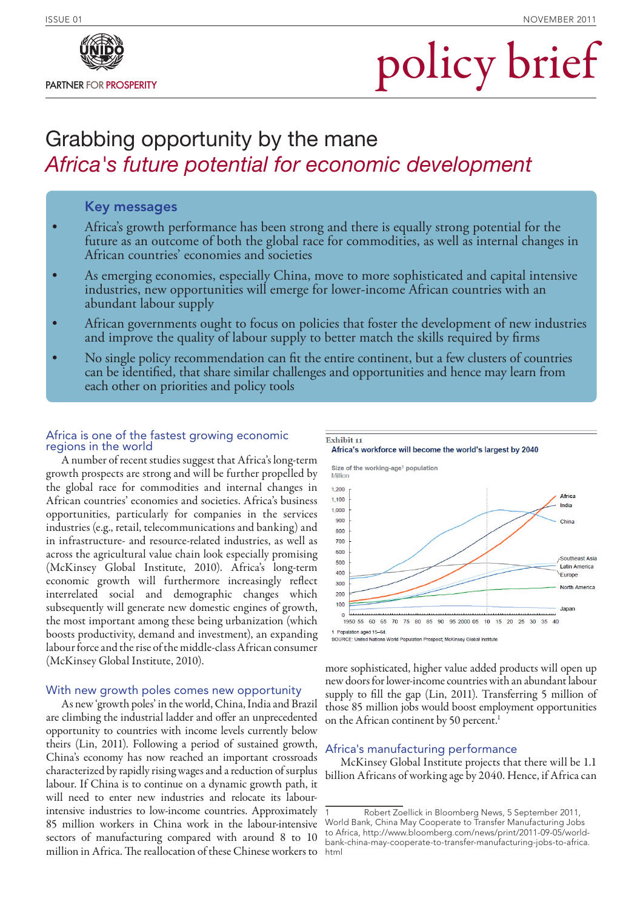ISSUE 01 — NOVEMBER 2011

UNIDO — PARTNER FOR PROSPERITY

# policy brief

## Grabbing opportunity by the mane

### *Africa's future potential for economic development*

### Key messages

- Africa's growth performance has been strong and there is equally strong potential for the future as an outcome of both the global race for commodities, as well as internal changes in African countries' economies and societies
- As emerging economies, especially China, move to more sophisticated and capital intensive industries, new opportunities will emerge for lower-income African countries with an abundant labour supply
- African governments ought to focus on policies that foster the development of new industries and improve the quality of labour supply to better match the skills required by firms
- No single policy recommendation can fit the entire continent, but a few clusters of countries can be identified, that share similar challenges and opportunities and hence may learn from each other on priorities and policy tools

### Africa is one of the fastest growing economic regions in the world

A number of recent studies suggest that Africa's long-term growth prospects are strong and will be further propelled by the global race for commodities and internal changes in African countries' economies and societies. Africa's business opportunities, particularly for companies in the services industries (e.g., retail, telecommunications and banking) and in infrastructure- and resource-related industries, as well as across the agricultural value chain look especially promising (McKinsey Global Institute, 2010). Africa's long-term economic growth will furthermore increasingly reflect interrelated social and demographic changes which subsequently will generate new domestic engines of growth, the most important among these being urbanization (which boosts productivity, demand and investment), an expanding labour force and the rise of the middle-class African consumer (McKinsey Global Institute, 2010).

### With new growth poles comes new opportunity

As new 'growth poles' in the world, China, India and Brazil are climbing the industrial ladder and offer an unprecedented opportunity to countries with income levels currently below theirs (Lin, 2011). Following a period of sustained growth, China's economy has now reached an important crossroads characterized by rapidly rising wages and a reduction of surplus labour. If China is to continue on a dynamic growth path, it will need to enter new industries and relocate its labour-intensive industries to low-income countries. Approximately 85 million workers in China work in the labour-intensive sectors of manufacturing compared with around 8 to 10 million in Africa. The reallocation of these Chinese workers to more sophisticated, higher value added products will open up new doors for lower-income countries with an abundant labour supply to fill the gap (Lin, 2011). Transferring 5 million of those 85 million jobs would boost employment opportunities on the African continent by 50 percent.[1]

Exhibit 11

**Africa's workforce will become the world's largest by 2040**

Size of the working-age[1] population
Million

(Chart: lines for Africa, India, China, Southeast Asia, Latin America, Europe, North America, Japan; y-axis 0–1,200; x-axis 1950–2040)

1 Population aged 15–64.
SOURCE: United Nations World Population Prospect; McKinsey Global Institute

### Africa's manufacturing performance

McKinsey Global Institute projects that there will be 1.1 billion Africans of working age by 2040. Hence, if Africa can

---

1 Robert Zoellick in Bloomberg News, 5 September 2011, World Bank, China May Cooperate to Transfer Manufacturing Jobs to Africa, http://www.bloomberg.com/news/print/2011-09-05/world-bank-china-may-cooperate-to-transfer-manufacturing-jobs-to-africa.html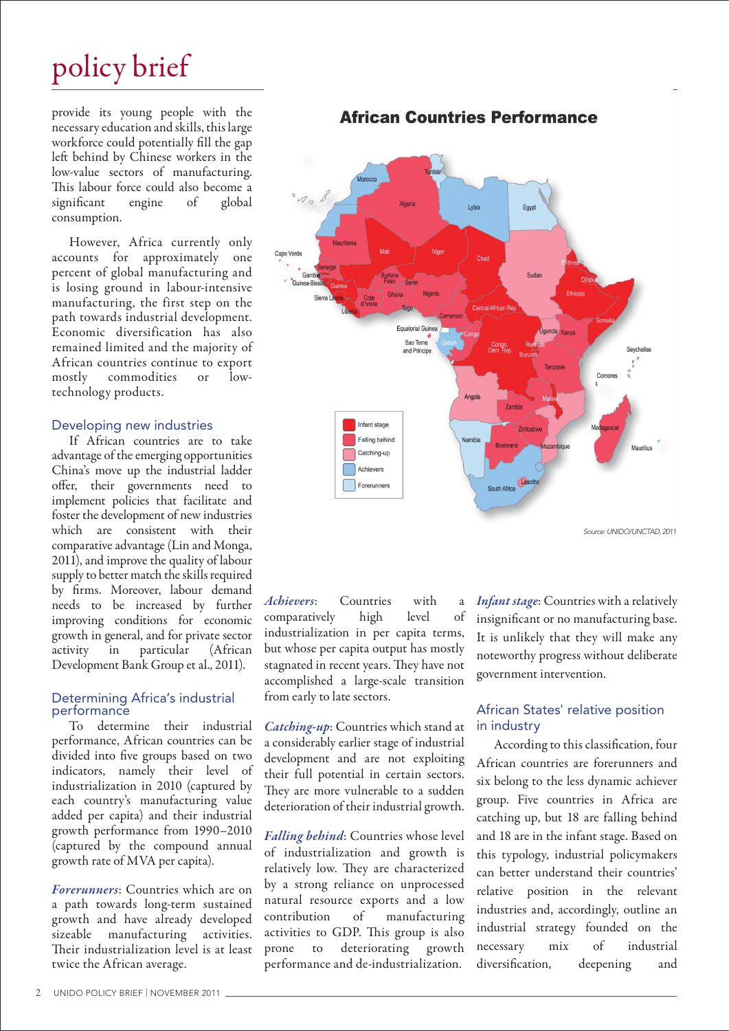provide its young people with the necessary education and skills, this large workforce could potentially fill the gap left behind by Chinese workers in the low-value sectors of manufacturing. This labour force could also become a significant engine of global consumption.

However, Africa currently only accounts for approximately one percent of global manufacturing and is losing ground in labour-intensive manufacturing, the first step on the path towards industrial development. Economic diversification has also remained limited and the majority of African countries continue to export mostly commodities or low-technology products.

## Developing new industries

If African countries are to take advantage of the emerging opportunities China's move up the industrial ladder offer, their governments need to implement policies that facilitate and foster the development of new industries which are consistent with their comparative advantage (Lin and Monga, 2011), and improve the quality of labour supply to better match the skills required by firms. Moreover, labour demand needs to be increased by further improving conditions for economic growth in general, and for private sector activity in particular (African Development Bank Group et al., 2011).

## Determining Africa's industrial performance

To determine their industrial performance, African countries can be divided into five groups based on two indicators, namely their level of industrialization in 2010 (captured by each country's manufacturing value added per capita) and their industrial growth performance from 1990–2010 (captured by the compound annual growth rate of MVA per capita).

**African Countries Performance**

Legend: Infant stage; Falling behind; Catching-up; Achievers; Forerunners

Source: UNIDO/UNCTAD, 2011

***Forerunners***: Countries which are on a path towards long-term sustained growth and have already developed sizeable manufacturing activities. Their industrialization level is at least twice the African average.

***Achievers***: Countries with a comparatively high level of industrialization in per capita terms, but whose per capita output has mostly stagnated in recent years. They have not accomplished a large-scale transition from early to late sectors.

***Catching-up***: Countries which stand at a considerably earlier stage of industrial development and are not exploiting their full potential in certain sectors. They are more vulnerable to a sudden deterioration of their industrial growth.

***Falling behind***: Countries whose level of industrialization and growth is relatively low. They are characterized by a strong reliance on unprocessed natural resource exports and a low contribution of manufacturing activities to GDP. This group is also prone to deteriorating growth performance and de-industrialization.

***Infant stage***: Countries with a relatively insignificant or no manufacturing base. It is unlikely that they will make any noteworthy progress without deliberate government intervention.

## African States' relative position in industry

According to this classification, four African countries are forerunners and six belong to the less dynamic achiever group. Five countries in Africa are catching up, but 18 are falling behind and 18 are in the infant stage. Based on this typology, industrial policymakers can better understand their countries' relative position in the relevant industries and, accordingly, outline an industrial strategy founded on the necessary mix of industrial diversification, deepening and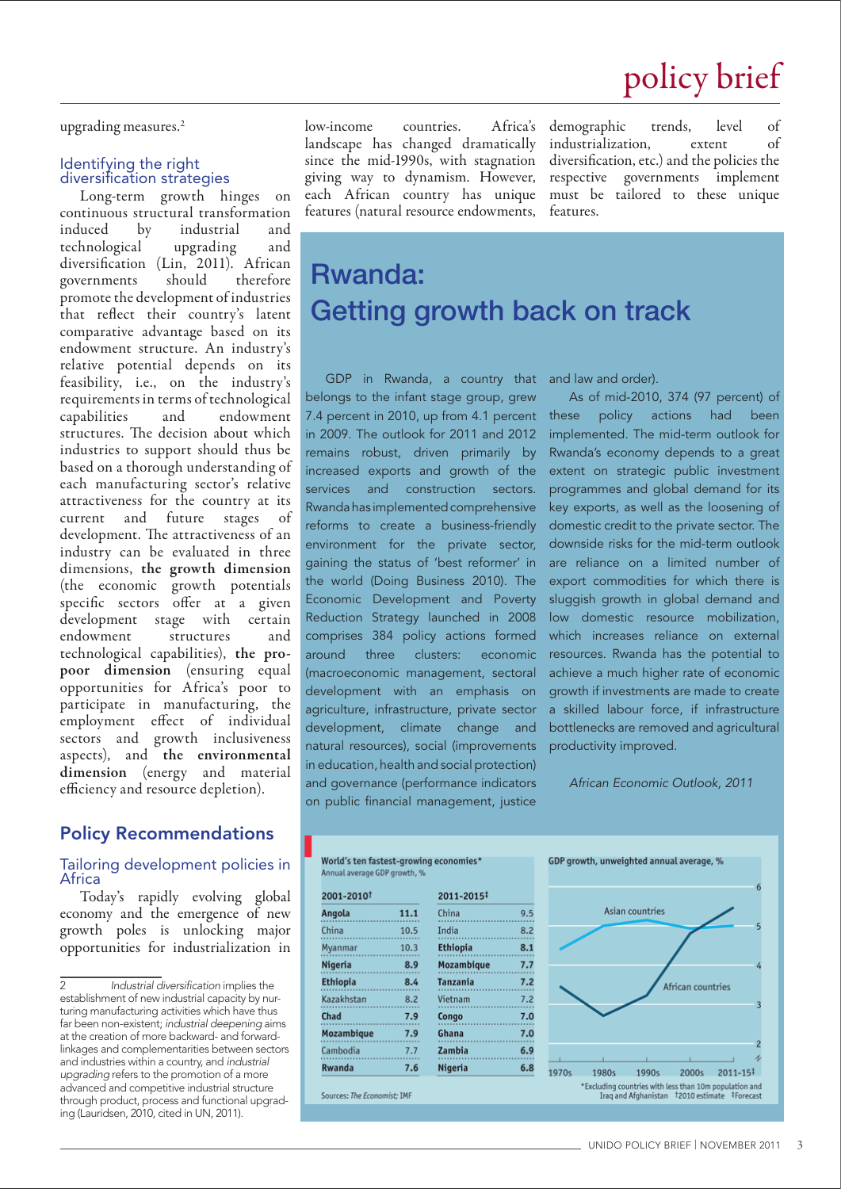upgrading measures.[2]

### Identifying the right diversification strategies

Long-term growth hinges on continuous structural transformation induced by industrial and technological upgrading and diversification (Lin, 2011). African governments should therefore promote the development of industries that reflect their country's latent comparative advantage based on its endowment structure. An industry's relative potential depends on its feasibility, i.e., on the industry's requirements in terms of technological capabilities and endowment structures. The decision about which industries to support should thus be based on a thorough understanding of each manufacturing sector's relative attractiveness for the country at its current and future stages of development. The attractiveness of an industry can be evaluated in three dimensions, **the growth dimension** (the economic growth potentials specific sectors offer at a given development stage with certain endowment structures and technological capabilities), **the pro-poor dimension** (ensuring equal opportunities for Africa's poor to participate in manufacturing, the employment effect of individual sectors and growth inclusiveness aspects), and **the environmental dimension** (energy and material efficiency and resource depletion).

## Policy Recommendations

### Tailoring development policies in Africa

Today's rapidly evolving global economy and the emergence of new growth poles is unlocking major opportunities for industrialization in low-income countries. Africa's landscape has changed dramatically since the mid-1990s, with stagnation giving way to dynamism. However, each African country has unique features (natural resource endowments, demographic trends, level of industrialization, extent of diversification, etc.) and the policies the respective governments implement must be tailored to these unique features.

2 *Industrial diversification* implies the establishment of new industrial capacity by nurturing manufacturing activities which have thus far been non-existent; *industrial deepening* aims at the creation of more backward- and forward-linkages and complementarities between sectors and industries within a country, and *industrial upgrading* refers to the promotion of a more advanced and competitive industrial structure through product, process and functional upgrading (Lauridsen, 2010, cited in UN, 2011).

## Rwanda: Getting growth back on track

GDP in Rwanda, a country that belongs to the infant stage group, grew 7.4 percent in 2010, up from 4.1 percent in 2009. The outlook for 2011 and 2012 remains robust, driven primarily by increased exports and growth of the services and construction sectors. Rwanda has implemented comprehensive reforms to create a business-friendly environment for the private sector, gaining the status of 'best reformer' in the world (Doing Business 2010). The Economic Development and Poverty Reduction Strategy launched in 2008 comprises 384 policy actions formed around three clusters: economic (macroeconomic management, sectoral development with an emphasis on agriculture, infrastructure, private sector development, climate change and natural resources), social (improvements in education, health and social protection) and governance (performance indicators on public financial management, justice and law and order).

As of mid-2010, 374 (97 percent) of these policy actions had been implemented. The mid-term outlook for Rwanda's economy depends to a great extent on strategic public investment programmes and global demand for its key exports, as well as the loosening of domestic credit to the private sector. The downside risks for the mid-term outlook are reliance on a limited number of export commodities for which there is sluggish growth in global demand and low domestic resource mobilization, which increases reliance on external resources. Rwanda has the potential to achieve a much higher rate of economic growth if investments are made to create a skilled labour force, if infrastructure bottlenecks are removed and agricultural productivity improved.

*African Economic Outlook, 2011*

**World's ten fastest-growing economies***
Annual average GDP growth, %

| 2001-2010† | | 2011-2015‡ | |
|---|---|---|---|
| **Angola** | **11.1** | China | 9.5 |
| China | 10.5 | India | 8.2 |
| Myanmar | 10.3 | **Ethiopia** | **8.1** |
| **Nigeria** | **8.9** | **Mozambique** | **7.7** |
| **Ethiopia** | **8.4** | **Tanzania** | **7.2** |
| Kazakhstan | 8.2 | Vietnam | 7.2 |
| **Chad** | **7.9** | **Congo** | **7.0** |
| **Mozambique** | **7.9** | **Ghana** | **7.0** |
| Cambodia | 7.7 | **Zambia** | **6.9** |
| **Rwanda** | **7.6** | **Nigeria** | **6.8** |

Sources: *The Economist*; IMF

**GDP growth, unweighted annual average, %**

*Excluding countries with less than 10m population and Iraq and Afghanistan †2010 estimate ‡Forecast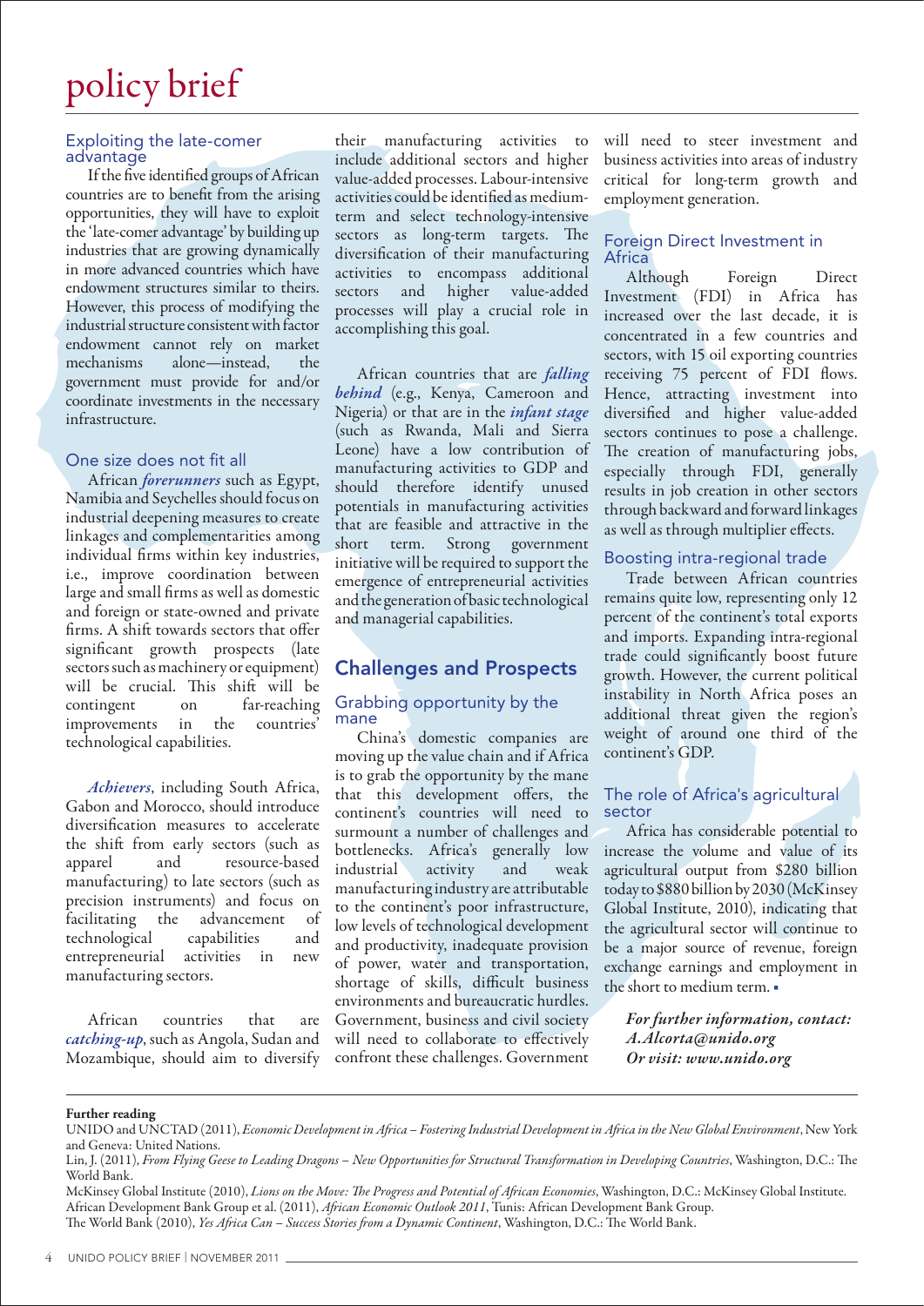# policy brief

### Exploiting the late-comer advantage

If the five identified groups of African countries are to benefit from the arising opportunities, they will have to exploit the 'late-comer advantage' by building up industries that are growing dynamically in more advanced countries which have endowment structures similar to theirs. However, this process of modifying the industrial structure consistent with factor endowment cannot rely on market mechanisms alone—instead, the government must provide for and/or coordinate investments in the necessary infrastructure.

### One size does not fit all

African ***forerunners*** such as Egypt, Namibia and Seychelles should focus on industrial deepening measures to create linkages and complementarities among individual firms within key industries, i.e., improve coordination between large and small firms as well as domestic and foreign or state-owned and private firms. A shift towards sectors that offer significant growth prospects (late sectors such as machinery or equipment) will be crucial. This shift will be contingent on far-reaching improvements in the countries' technological capabilities.

***Achievers***, including South Africa, Gabon and Morocco, should introduce diversification measures to accelerate the shift from early sectors (such as apparel and resource-based manufacturing) to late sectors (such as precision instruments) and focus on facilitating the advancement of technological capabilities and entrepreneurial activities in new manufacturing sectors.

African countries that are ***catching-up***, such as Angola, Sudan and Mozambique, should aim to diversify their manufacturing activities to include additional sectors and higher value-added processes. Labour-intensive activities could be identified as medium-term and select technology-intensive sectors as long-term targets. The diversification of their manufacturing activities to encompass additional sectors and higher value-added processes will play a crucial role in accomplishing this goal.

African countries that are ***falling behind*** (e.g., Kenya, Cameroon and Nigeria) or that are in the ***infant stage*** (such as Rwanda, Mali and Sierra Leone) have a low contribution of manufacturing activities to GDP and should therefore identify unused potentials in manufacturing activities that are feasible and attractive in the short term. Strong government initiative will be required to support the emergence of entrepreneurial activities and the generation of basic technological and managerial capabilities.

## Challenges and Prospects

### Grabbing opportunity by the mane

China's domestic companies are moving up the value chain and if Africa is to grab the opportunity by the mane that this development offers, the continent's countries will need to surmount a number of challenges and bottlenecks. Africa's generally low industrial activity and weak manufacturing industry are attributable to the continent's poor infrastructure, low levels of technological development and productivity, inadequate provision of power, water and transportation, shortage of skills, difficult business environments and bureaucratic hurdles. Government, business and civil society will need to collaborate to effectively confront these challenges. Government will need to steer investment and business activities into areas of industry critical for long-term growth and employment generation.

### Foreign Direct Investment in Africa

Although Foreign Direct Investment (FDI) in Africa has increased over the last decade, it is concentrated in a few countries and sectors, with 15 oil exporting countries receiving 75 percent of FDI flows. Hence, attracting investment into diversified and higher value-added sectors continues to pose a challenge. The creation of manufacturing jobs, especially through FDI, generally results in job creation in other sectors through backward and forward linkages as well as through multiplier effects.

### Boosting intra-regional trade

Trade between African countries remains quite low, representing only 12 percent of the continent's total exports and imports. Expanding intra-regional trade could significantly boost future growth. However, the current political instability in North Africa poses an additional threat given the region's weight of around one third of the continent's GDP.

### The role of Africa's agricultural sector

Africa has considerable potential to increase the volume and value of its agricultural output from $280 billion today to $880 billion by 2030 (McKinsey Global Institute, 2010), indicating that the agricultural sector will continue to be a major source of revenue, foreign exchange earnings and employment in the short to medium term. ▪

*For further information, contact:*
*A.Alcorta@unido.org*
*Or visit: www.unido.org*

**Further reading**

UNIDO and UNCTAD (2011), *Economic Development in Africa – Fostering Industrial Development in Africa in the New Global Environment*, New York and Geneva: United Nations.

Lin, J. (2011), *From Flying Geese to Leading Dragons – New Opportunities for Structural Transformation in Developing Countries*, Washington, D.C.: The World Bank.

McKinsey Global Institute (2010), *Lions on the Move: The Progress and Potential of African Economies*, Washington, D.C.: McKinsey Global Institute.

African Development Bank Group et al. (2011), *African Economic Outlook 2011*, Tunis: African Development Bank Group.

The World Bank (2010), *Yes Africa Can – Success Stories from a Dynamic Continent*, Washington, D.C.: The World Bank.